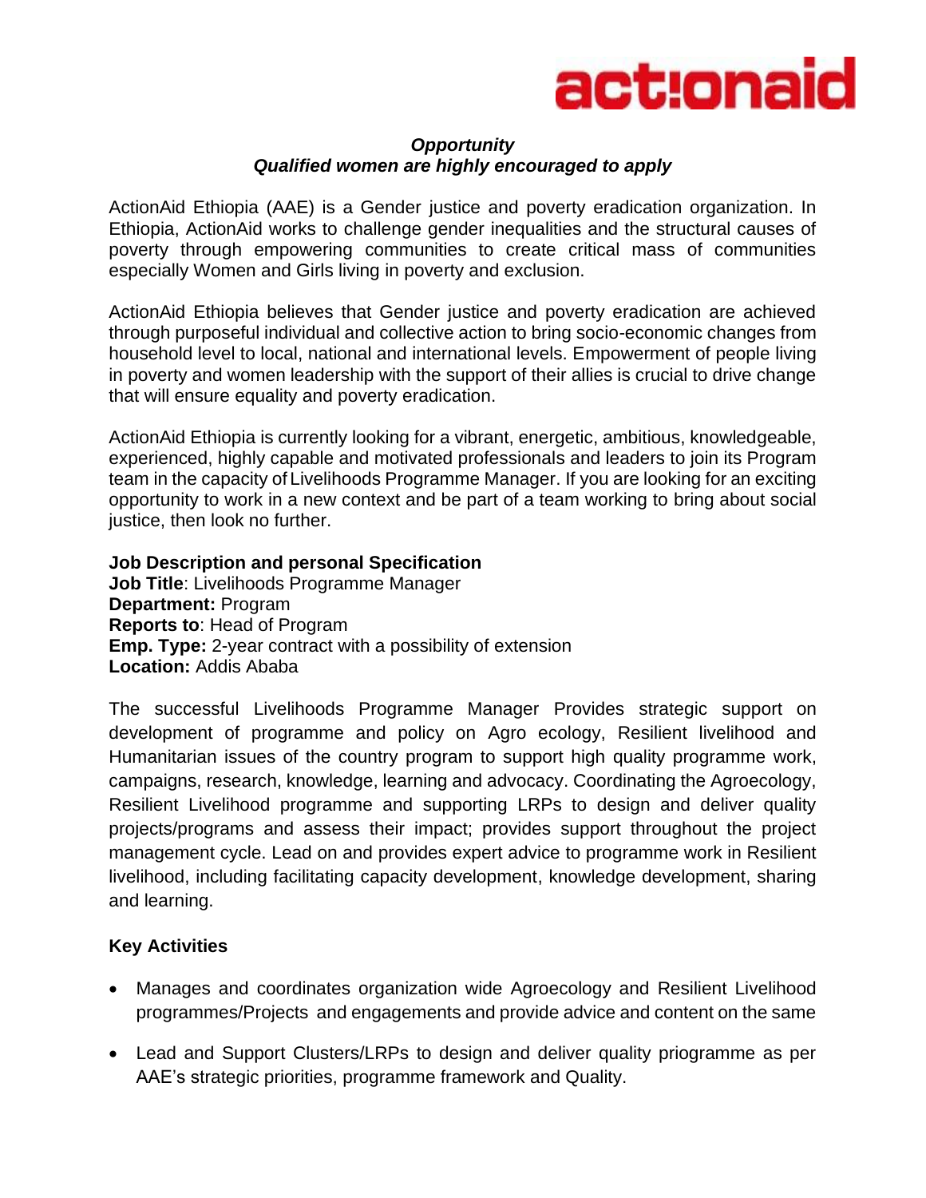actionaid

***Opportunity***
***Qualified women are highly encouraged to apply***

ActionAid Ethiopia (AAE) is a Gender justice and poverty eradication organization. In Ethiopia, ActionAid works to challenge gender inequalities and the structural causes of poverty through empowering communities to create critical mass of communities especially Women and Girls living in poverty and exclusion.

ActionAid Ethiopia believes that Gender justice and poverty eradication are achieved through purposeful individual and collective action to bring socio-economic changes from household level to local, national and international levels. Empowerment of people living in poverty and women leadership with the support of their allies is crucial to drive change that will ensure equality and poverty eradication.

ActionAid Ethiopia is currently looking for a vibrant, energetic, ambitious, knowledgeable, experienced, highly capable and motivated professionals and leaders to join its Program team in the capacity of Livelihoods Programme Manager. If you are looking for an exciting opportunity to work in a new context and be part of a team working to bring about social justice, then look no further.

**Job Description and personal Specification**
**Job Title**: Livelihoods Programme Manager
**Department:** Program
**Reports to**: Head of Program
**Emp. Type:** 2-year contract with a possibility of extension
**Location:** Addis Ababa

The successful Livelihoods Programme Manager Provides strategic support on development of programme and policy on Agro ecology, Resilient livelihood and Humanitarian issues of the country program to support high quality programme work, campaigns, research, knowledge, learning and advocacy. Coordinating the Agroecology, Resilient Livelihood programme and supporting LRPs to design and deliver quality projects/programs and assess their impact; provides support throughout the project management cycle. Lead on and provides expert advice to programme work in Resilient livelihood, including facilitating capacity development, knowledge development, sharing and learning.

**Key Activities**

- Manages and coordinates organization wide Agroecology and Resilient Livelihood programmes/Projects and engagements and provide advice and content on the same
- Lead and Support Clusters/LRPs to design and deliver quality priogramme as per AAE's strategic priorities, programme framework and Quality.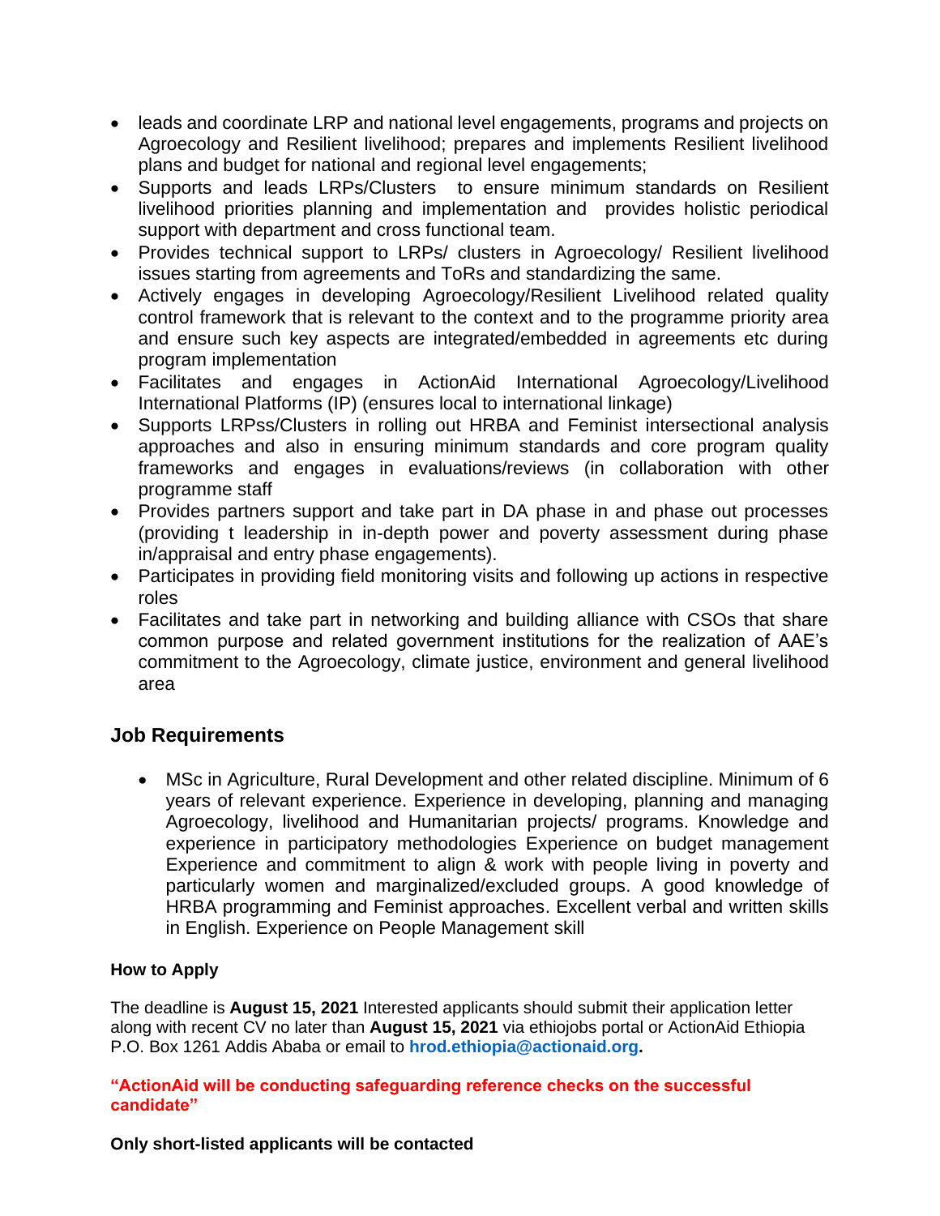- leads and coordinate LRP and national level engagements, programs and projects on Agroecology and Resilient livelihood; prepares and implements Resilient livelihood plans and budget for national and regional level engagements;
- Supports and leads LRPs/Clusters to ensure minimum standards on Resilient livelihood priorities planning and implementation and provides holistic periodical support with department and cross functional team.
- Provides technical support to LRPs/ clusters in Agroecology/ Resilient livelihood issues starting from agreements and ToRs and standardizing the same.
- Actively engages in developing Agroecology/Resilient Livelihood related quality control framework that is relevant to the context and to the programme priority area and ensure such key aspects are integrated/embedded in agreements etc during program implementation
- Facilitates and engages in ActionAid International Agroecology/Livelihood International Platforms (IP) (ensures local to international linkage)
- Supports LRPss/Clusters in rolling out HRBA and Feminist intersectional analysis approaches and also in ensuring minimum standards and core program quality frameworks and engages in evaluations/reviews (in collaboration with other programme staff
- Provides partners support and take part in DA phase in and phase out processes (providing t leadership in in-depth power and poverty assessment during phase in/appraisal and entry phase engagements).
- Participates in providing field monitoring visits and following up actions in respective roles
- Facilitates and take part in networking and building alliance with CSOs that share common purpose and related government institutions for the realization of AAE's commitment to the Agroecology, climate justice, environment and general livelihood area

## Job Requirements

- MSc in Agriculture, Rural Development and other related discipline. Minimum of 6 years of relevant experience. Experience in developing, planning and managing Agroecology, livelihood and Humanitarian projects/ programs. Knowledge and experience in participatory methodologies Experience on budget management Experience and commitment to align & work with people living in poverty and particularly women and marginalized/excluded groups. A good knowledge of HRBA programming and Feminist approaches. Excellent verbal and written skills in English. Experience on People Management skill

**How to Apply**

The deadline is **August 15, 2021** Interested applicants should submit their application letter along with recent CV no later than **August 15, 2021** via ethiojobs portal or ActionAid Ethiopia P.O. Box 1261 Addis Ababa or email to **hrod.ethiopia@actionaid.org.**

**"ActionAid will be conducting safeguarding reference checks on the successful candidate"**

**Only short-listed applicants will be contacted**